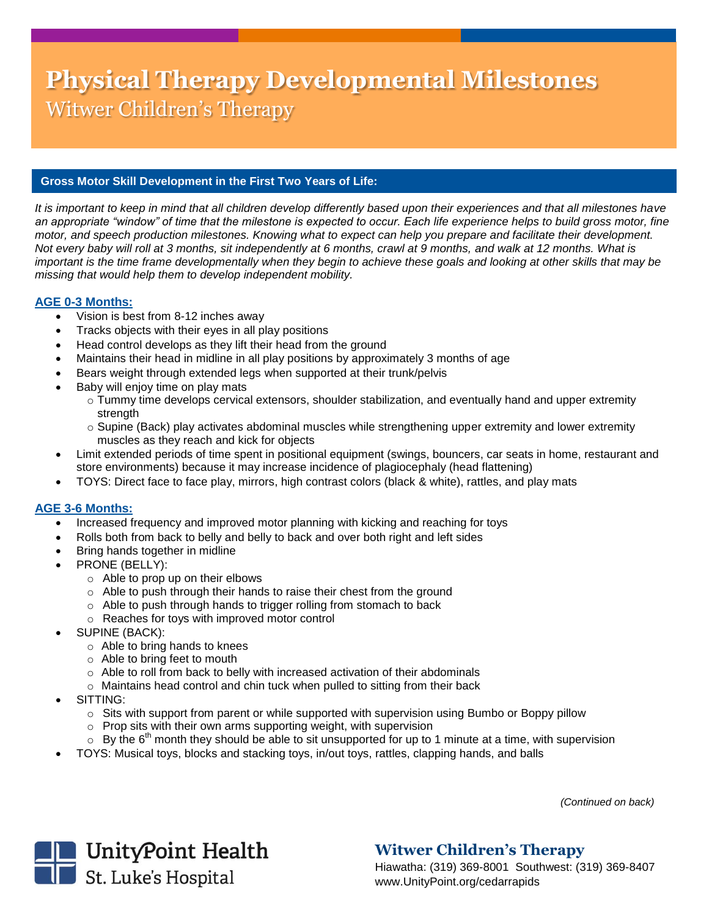# Physical Therapy Developmental Milestones

## Witwer Children's Therapy

### Gross Motor Skill Development in the First Two Years of Life:

*It is important to keep in mind that all children develop differently based upon their experiences and that all milestones have an appropriate "window" of time that the milestone is expected to occur. Each life experience helps to build gross motor, fine motor, and speech production milestones. Knowing what to expect can help you prepare and facilitate their development. Not every baby will roll at 3 months, sit independently at 6 months, crawl at 9 months, and walk at 12 months. What is important is the time frame developmentally when they begin to achieve these goals and looking at other skills that may be missing that would help them to develop independent mobility.*

**AGE 0-3 Months:**

- Vision is best from 8-12 inches away
- Tracks objects with their eyes in all play positions
- Head control develops as they lift their head from the ground
- Maintains their head in midline in all play positions by approximately 3 months of age
- Bears weight through extended legs when supported at their trunk/pelvis
- Baby will enjoy time on play mats
  - Tummy time develops cervical extensors, shoulder stabilization, and eventually hand and upper extremity strength
  - Supine (Back) play activates abdominal muscles while strengthening upper extremity and lower extremity muscles as they reach and kick for objects
- Limit extended periods of time spent in positional equipment (swings, bouncers, car seats in home, restaurant and store environments) because it may increase incidence of plagiocephaly (head flattening)
- TOYS: Direct face to face play, mirrors, high contrast colors (black & white), rattles, and play mats

**AGE 3-6 Months:**

- Increased frequency and improved motor planning with kicking and reaching for toys
- Rolls both from back to belly and belly to back and over both right and left sides
- Bring hands together in midline
- PRONE (BELLY):
  - Able to prop up on their elbows
  - Able to push through their hands to raise their chest from the ground
  - Able to push through hands to trigger rolling from stomach to back
  - Reaches for toys with improved motor control
- SUPINE (BACK):
  - Able to bring hands to knees
  - Able to bring feet to mouth
  - Able to roll from back to belly with increased activation of their abdominals
  - Maintains head control and chin tuck when pulled to sitting from their back
- SITTING:
  - Sits with support from parent or while supported with supervision using Bumbo or Boppy pillow
  - Prop sits with their own arms supporting weight, with supervision
  - By the 6th month they should be able to sit unsupported for up to 1 minute at a time, with supervision
- TOYS: Musical toys, blocks and stacking toys, in/out toys, rattles, clapping hands, and balls

*(Continued on back)*

UnityPoint Health
St. Luke's Hospital

**Witwer Children's Therapy**
Hiawatha: (319) 369-8001 Southwest: (319) 369-8407
www.UnityPoint.org/cedarrapids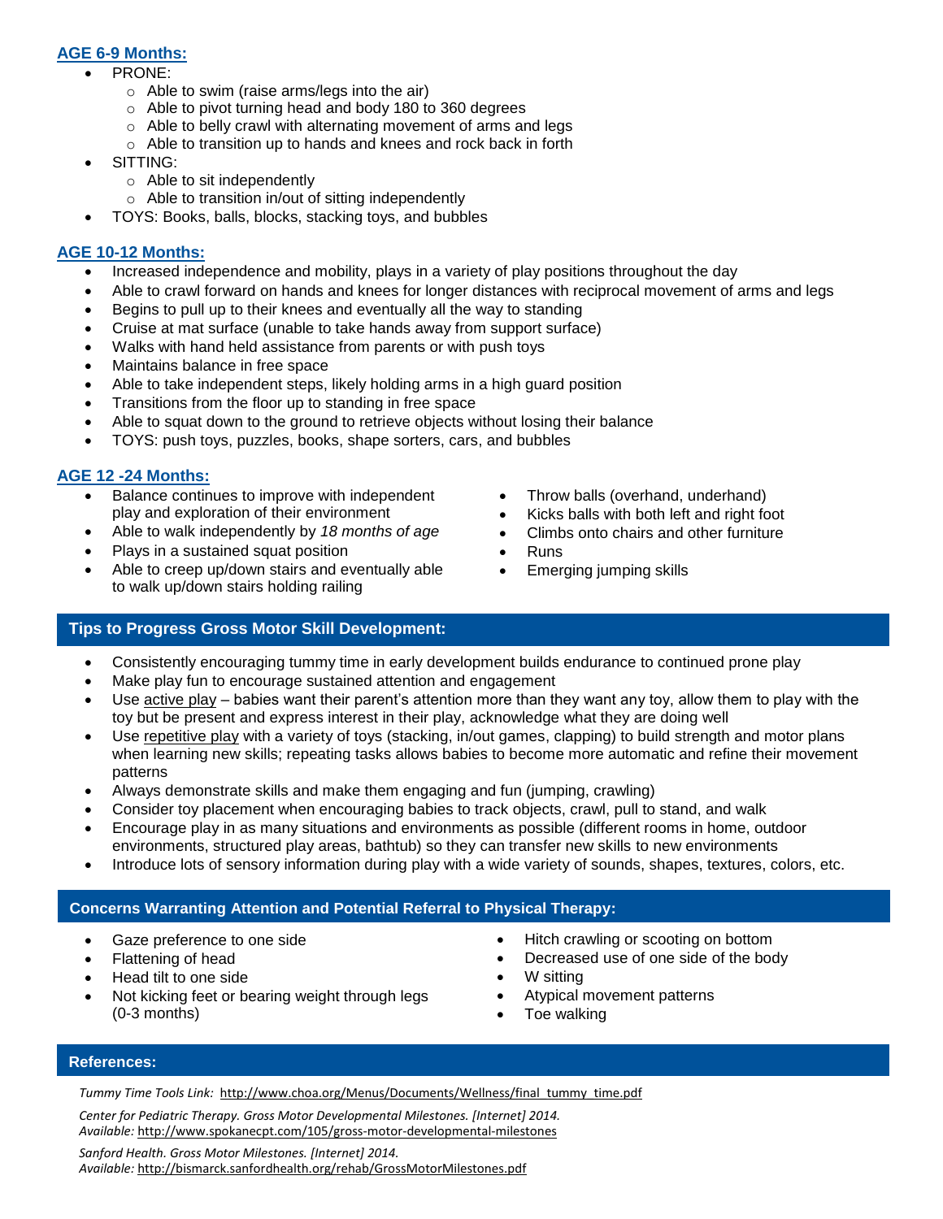## AGE 6-9 Months:

- PRONE:
  - Able to swim (raise arms/legs into the air)
  - Able to pivot turning head and body 180 to 360 degrees
  - Able to belly crawl with alternating movement of arms and legs
  - Able to transition up to hands and knees and rock back in forth
- SITTING:
  - Able to sit independently
  - Able to transition in/out of sitting independently
- TOYS: Books, balls, blocks, stacking toys, and bubbles

## AGE 10-12 Months:

- Increased independence and mobility, plays in a variety of play positions throughout the day
- Able to crawl forward on hands and knees for longer distances with reciprocal movement of arms and legs
- Begins to pull up to their knees and eventually all the way to standing
- Cruise at mat surface (unable to take hands away from support surface)
- Walks with hand held assistance from parents or with push toys
- Maintains balance in free space
- Able to take independent steps, likely holding arms in a high guard position
- Transitions from the floor up to standing in free space
- Able to squat down to the ground to retrieve objects without losing their balance
- TOYS: push toys, puzzles, books, shape sorters, cars, and bubbles

## AGE 12 -24 Months:

- Balance continues to improve with independent play and exploration of their environment
- Able to walk independently by *18 months of age*
- Plays in a sustained squat position
- Able to creep up/down stairs and eventually able to walk up/down stairs holding railing
- Throw balls (overhand, underhand)
- Kicks balls with both left and right foot
- Climbs onto chairs and other furniture
- Runs
- Emerging jumping skills

## Tips to Progress Gross Motor Skill Development:

- Consistently encouraging tummy time in early development builds endurance to continued prone play
- Make play fun to encourage sustained attention and engagement
- Use active play – babies want their parent's attention more than they want any toy, allow them to play with the toy but be present and express interest in their play, acknowledge what they are doing well
- Use repetitive play with a variety of toys (stacking, in/out games, clapping) to build strength and motor plans when learning new skills; repeating tasks allows babies to become more automatic and refine their movement patterns
- Always demonstrate skills and make them engaging and fun (jumping, crawling)
- Consider toy placement when encouraging babies to track objects, crawl, pull to stand, and walk
- Encourage play in as many situations and environments as possible (different rooms in home, outdoor environments, structured play areas, bathtub) so they can transfer new skills to new environments
- Introduce lots of sensory information during play with a wide variety of sounds, shapes, textures, colors, etc.

## Concerns Warranting Attention and Potential Referral to Physical Therapy:

- Gaze preference to one side
- Flattening of head
- Head tilt to one side
- Not kicking feet or bearing weight through legs (0-3 months)
- Hitch crawling or scooting on bottom
- Decreased use of one side of the body
- W sitting
- Atypical movement patterns
- Toe walking

## References:

*Tummy Time Tools Link:* http://www.choa.org/Menus/Documents/Wellness/final_tummy_time.pdf

*Center for Pediatric Therapy. Gross Motor Developmental Milestones. [Internet] 2014. Available:* http://www.spokanecpt.com/105/gross-motor-developmental-milestones

*Sanford Health. Gross Motor Milestones. [Internet] 2014. Available:* http://bismarck.sanfordhealth.org/rehab/GrossMotorMilestones.pdf